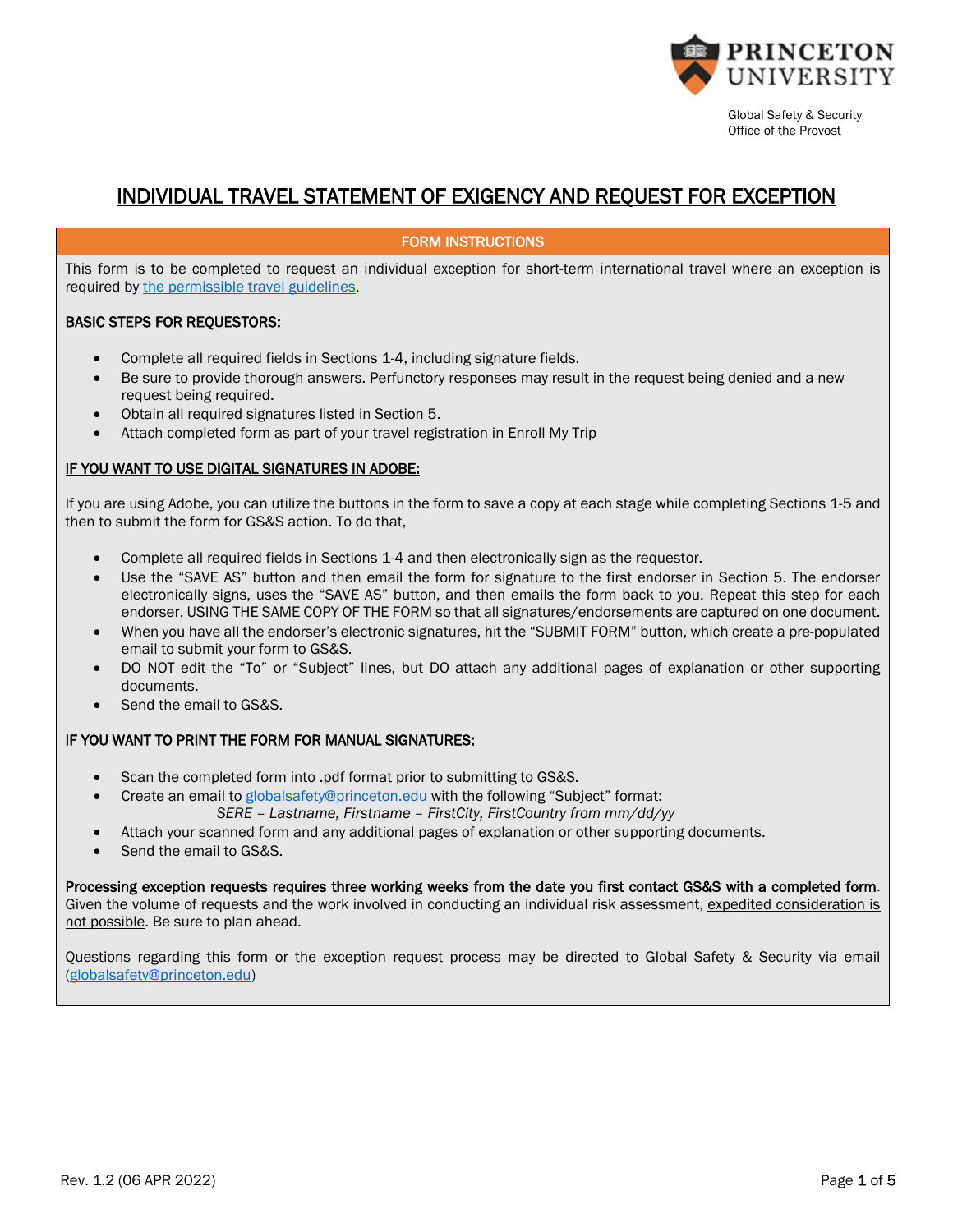PRINCETON UNIVERSITY

Global Safety & Security
Office of the Provost

# INDIVIDUAL TRAVEL STATEMENT OF EXIGENCY AND REQUEST FOR EXCEPTION

## FORM INSTRUCTIONS

This form is to be completed to request an individual exception for short-term international travel where an exception is required by the permissible travel guidelines.

**BASIC STEPS FOR REQUESTORS:**

- Complete all required fields in Sections 1-4, including signature fields.
- Be sure to provide thorough answers. Perfunctory responses may result in the request being denied and a new request being required.
- Obtain all required signatures listed in Section 5.
- Attach completed form as part of your travel registration in Enroll My Trip

**IF YOU WANT TO USE DIGITAL SIGNATURES IN ADOBE:**

If you are using Adobe, you can utilize the buttons in the form to save a copy at each stage while completing Sections 1-5 and then to submit the form for GS&S action. To do that,

- Complete all required fields in Sections 1-4 and then electronically sign as the requestor.
- Use the "SAVE AS" button and then email the form for signature to the first endorser in Section 5. The endorser electronically signs, uses the "SAVE AS" button, and then emails the form back to you. Repeat this step for each endorser, USING THE SAME COPY OF THE FORM so that all signatures/endorsements are captured on one document.
- When you have all the endorser's electronic signatures, hit the "SUBMIT FORM" button, which create a pre-populated email to submit your form to GS&S.
- DO NOT edit the "To" or "Subject" lines, but DO attach any additional pages of explanation or other supporting documents.
- Send the email to GS&S.

**IF YOU WANT TO PRINT THE FORM FOR MANUAL SIGNATURES:**

- Scan the completed form into .pdf format prior to submitting to GS&S.
- Create an email to globalsafety@princeton.edu with the following "Subject" format:
  *SERE – Lastname, Firstname – FirstCity, FirstCountry from mm/dd/yy*
- Attach your scanned form and any additional pages of explanation or other supporting documents.
- Send the email to GS&S.

**Processing exception requests requires three working weeks from the date you first contact GS&S with a completed form.** Given the volume of requests and the work involved in conducting an individual risk assessment, expedited consideration is not possible. Be sure to plan ahead.

Questions regarding this form or the exception request process may be directed to Global Safety & Security via email (globalsafety@princeton.edu)

Rev. 1.2 (06 APR 2022)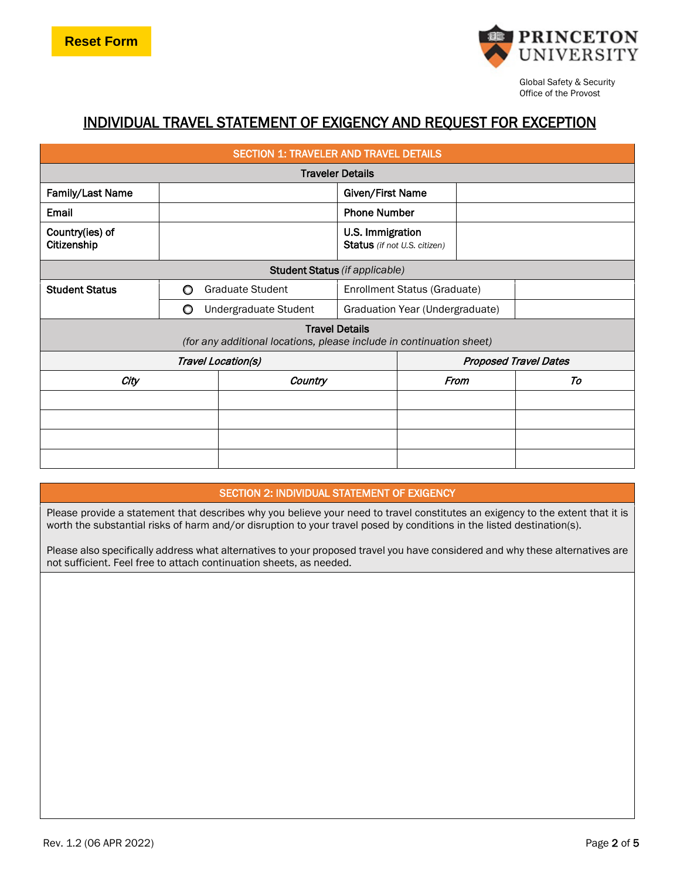Reset Form

PRINCETON UNIVERSITY

Global Safety & Security
Office of the Provost

# INDIVIDUAL TRAVEL STATEMENT OF EXIGENCY AND REQUEST FOR EXCEPTION

## SECTION 1: TRAVELER AND TRAVEL DETAILS

### Traveler Details

| Family/Last Name | | Given/First Name | |
|---|---|---|---|
| Email | | Phone Number | |
| Country(ies) of Citizenship | | U.S. Immigration Status *(if not U.S. citizen)* | |

### Student Status *(if applicable)*

| Student Status | ○ Graduate Student | Enrollment Status (Graduate) | |
|---|---|---|---|
| | ○ Undergraduate Student | Graduation Year (Undergraduate) | |

### Travel Details

*(for any additional locations, please include in continuation sheet)*

| *Travel Location(s)* | | *Proposed Travel Dates* | |
|---|---|---|---|
| *City* | *Country* | *From* | *To* |
| | | | |
| | | | |
| | | | |
| | | | |

## SECTION 2: INDIVIDUAL STATEMENT OF EXIGENCY

Please provide a statement that describes why you believe your need to travel constitutes an exigency to the extent that it is worth the substantial risks of harm and/or disruption to your travel posed by conditions in the listed destination(s).

Please also specifically address what alternatives to your proposed travel you have considered and why these alternatives are not sufficient. Feel free to attach continuation sheets, as needed.

Rev. 1.2 (06 APR 2022)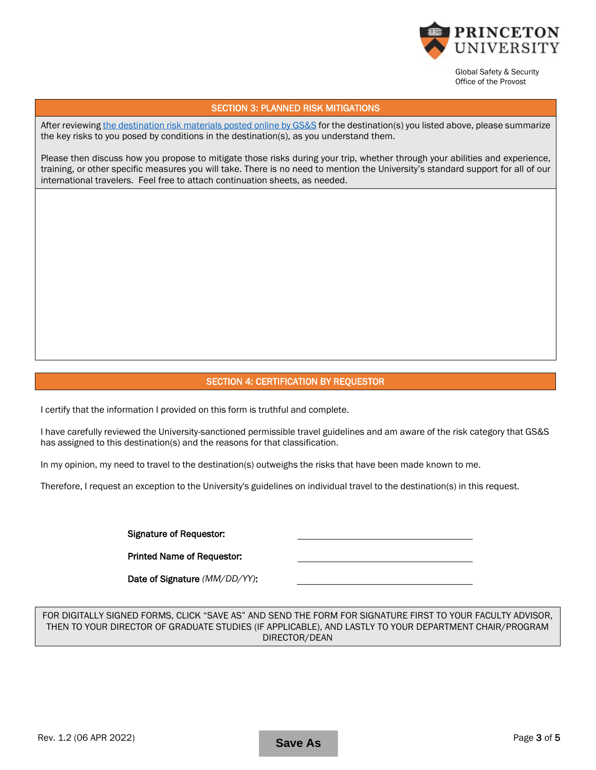## SECTION 3: PLANNED RISK MITIGATIONS

After reviewing the destination risk materials posted online by GS&S for the destination(s) you listed above, please summarize the key risks to you posed by conditions in the destination(s), as you understand them.

Please then discuss how you propose to mitigate those risks during your trip, whether through your abilities and experience, training, or other specific measures you will take. There is no need to mention the University's standard support for all of our international travelers. Feel free to attach continuation sheets, as needed.

## SECTION 4: CERTIFICATION BY REQUESTOR

I certify that the information I provided on this form is truthful and complete.

I have carefully reviewed the University-sanctioned permissible travel guidelines and am aware of the risk category that GS&S has assigned to this destination(s) and the reasons for that classification.

In my opinion, my need to travel to the destination(s) outweighs the risks that have been made known to me.

Therefore, I request an exception to the University's guidelines on individual travel to the destination(s) in this request.

**Signature of Requestor:** ______________________

**Printed Name of Requestor:** ______________________

**Date of Signature** *(MM/DD/YY)*: ______________________

FOR DIGITALLY SIGNED FORMS, CLICK "SAVE AS" AND SEND THE FORM FOR SIGNATURE FIRST TO YOUR FACULTY ADVISOR, THEN TO YOUR DIRECTOR OF GRADUATE STUDIES (IF APPLICABLE), AND LASTLY TO YOUR DEPARTMENT CHAIR/PROGRAM DIRECTOR/DEAN

Rev. 1.2 (06 APR 2022)

Save As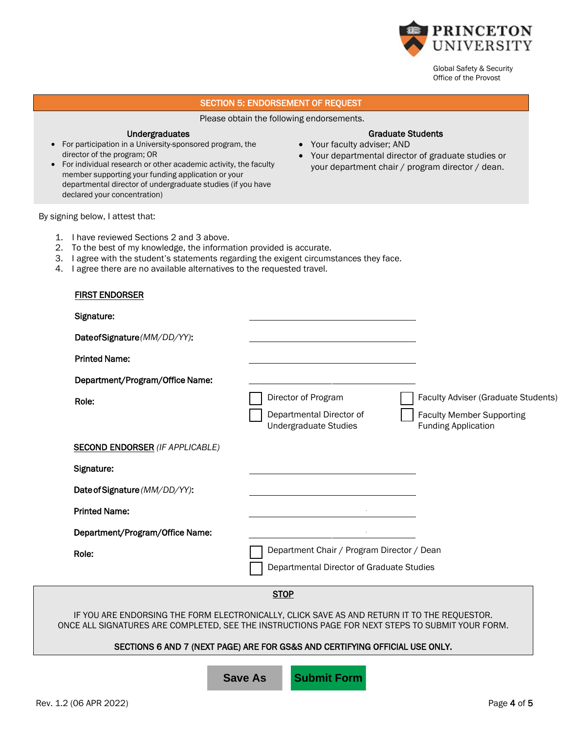Global Safety & Security
Office of the Provost

## SECTION 5: ENDORSEMENT OF REQUEST

Please obtain the following endorsements.

**Undergraduates**

- For participation in a University-sponsored program, the director of the program; OR
- For individual research or other academic activity, the faculty member supporting your funding application or your departmental director of undergraduate studies (if you have declared your concentration)

**Graduate Students**

- Your faculty adviser; AND
- Your departmental director of graduate studies or your department chair / program director / dean.

By signing below, I attest that:

1. I have reviewed Sections 2 and 3 above.
2. To the best of my knowledge, the information provided is accurate.
3. I agree with the student's statements regarding the exigent circumstances they face.
4. I agree there are no available alternatives to the requested travel.

**FIRST ENDORSER**

**Signature:** ______________________

**Date of Signature** *(MM/DD/YY)*: ______________________

**Printed Name:** ______________________

**Department/Program/Office Name:** ______________________

**Role:**
- ☐ Director of Program
- ☐ Departmental Director of Undergraduate Studies
- ☐ Faculty Adviser (Graduate Students)
- ☐ Faculty Member Supporting Funding Application

**SECOND ENDORSER** *(IF APPLICABLE)*

**Signature:** ______________________

**Date of Signature** *(MM/DD/YY)*: ______________________

**Printed Name:** ______________________

**Department/Program/Office Name:** ______________________

**Role:**
- ☐ Department Chair / Program Director / Dean
- ☐ Departmental Director of Graduate Studies

**STOP**

IF YOU ARE ENDORSING THE FORM ELECTRONICALLY, CLICK SAVE AS AND RETURN IT TO THE REQUESTOR.
ONCE ALL SIGNATURES ARE COMPLETED, SEE THE INSTRUCTIONS PAGE FOR NEXT STEPS TO SUBMIT YOUR FORM.

**SECTIONS 6 AND 7 (NEXT PAGE) ARE FOR GS&S AND CERTIFYING OFFICIAL USE ONLY.**

Save As | Submit Form

Rev. 1.2 (06 APR 2022)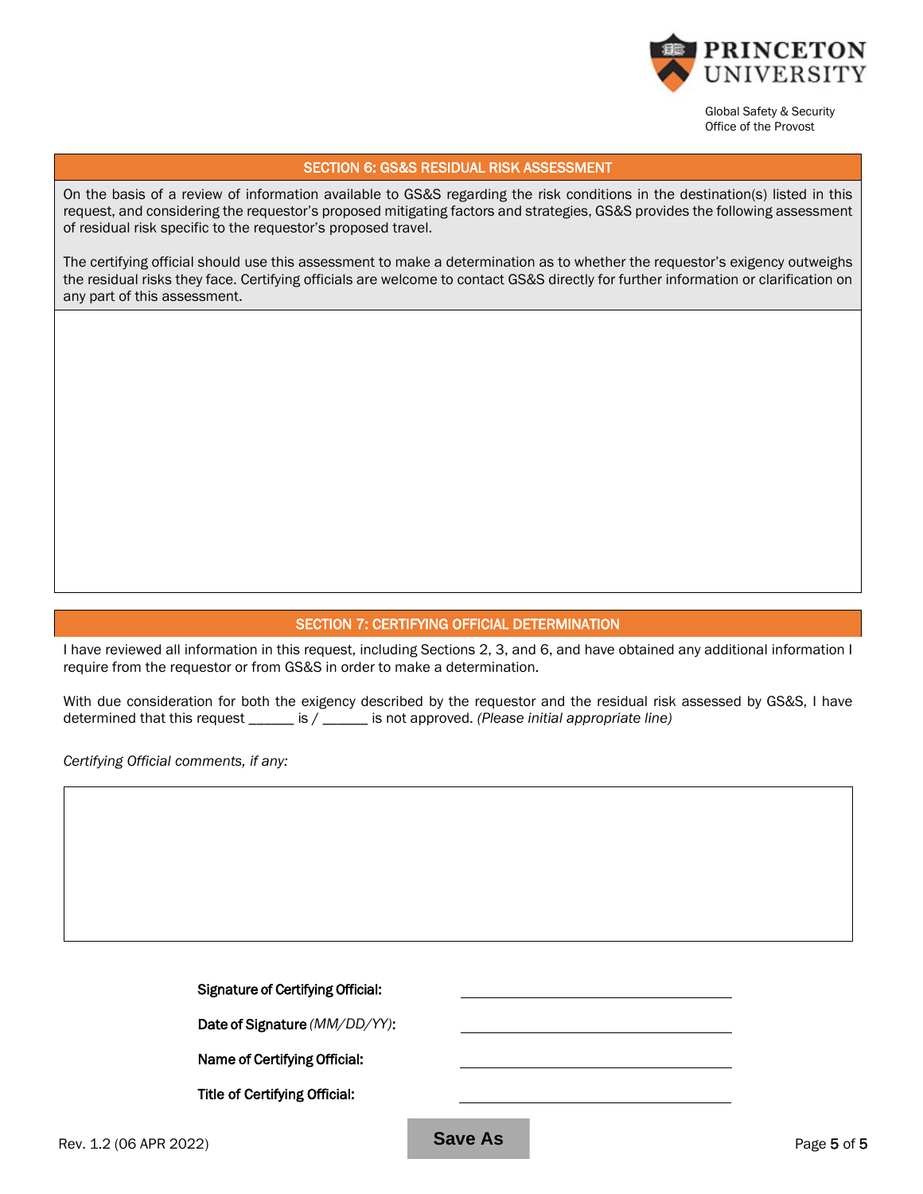Global Safety & Security
Office of the Provost

## SECTION 6: GS&S RESIDUAL RISK ASSESSMENT

On the basis of a review of information available to GS&S regarding the risk conditions in the destination(s) listed in this request, and considering the requestor's proposed mitigating factors and strategies, GS&S provides the following assessment of residual risk specific to the requestor's proposed travel.

The certifying official should use this assessment to make a determination as to whether the requestor's exigency outweighs the residual risks they face. Certifying officials are welcome to contact GS&S directly for further information or clarification on any part of this assessment.

## SECTION 7: CERTIFYING OFFICIAL DETERMINATION

I have reviewed all information in this request, including Sections 2, 3, and 6, and have obtained any additional information I require from the requestor or from GS&S in order to make a determination.

With due consideration for both the exigency described by the requestor and the residual risk assessed by GS&S, I have determined that this request ______ is / ______ is not approved. *(Please initial appropriate line)*

*Certifying Official comments, if any:*

**Signature of Certifying Official:** ____________________

**Date of Signature** *(MM/DD/YY)*: ____________________

**Name of Certifying Official:** ____________________

**Title of Certifying Official:** ____________________

Rev. 1.2 (06 APR 2022)

Save As